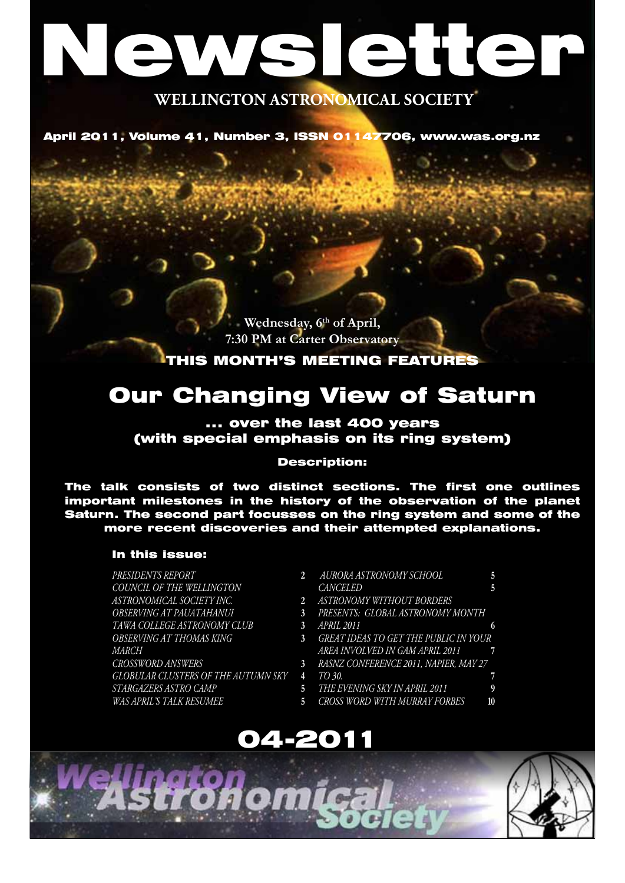# Newsletter

**WELLINGTON ASTRONOMICAL SOCIETY**

**April 2011, Volume 41, Number 3, ISSN 01147706, www.was.org.nz**

**Wednesday, 6th of April, 7:30 PM at Carter Observatory**

**THIS MONTH'S MEETING FEATURES**

## Our Changing View of Saturn

### ... over the last 400 years (with special emphasis on its ring system)

**Description:**

**The talk consists of two distinct sections. The first one outlines important milestones in the history of the observation of the planet Saturn. The second part focusses on the ring system and some of the more recent discoveries and their attempted explanations.**

**In this issue:**

| | |
|---|---|
| *PRESIDENTS REPORT* | 2 |
| *COUNCIL OF THE WELLINGTON ASTRONOMICAL SOCIETY INC.* | 2 |
| *OBSERVING AT PAUATAHANUI* | 3 |
| *TAWA COLLEGE ASTRONOMY CLUB* | 3 |
| *OBSERVING AT THOMAS KING MARCH* | 3 |
| *CROSSWORD ANSWERS* | 3 |
| *GLOBULAR CLUSTERS OF THE AUTUMN SKY* | 4 |
| *STARGAZERS ASTRO CAMP* | 5 |
| *WAS APRIL'S TALK RESUMEE* | 5 |
| *AURORA ASTRONOMY SCHOOL CANCELED* | 5 |
| *ASTRONOMY WITHOUT BORDERS PRESENTS: GLOBAL ASTRONOMY MONTH APRIL 2011* | 6 |
| *GREAT IDEAS TO GET THE PUBLIC IN YOUR AREA INVOLVED IN GAM APRIL 2011* | 7 |
| *RASNZ CONFERENCE 2011, NAPIER, MAY 27 TO 30.* | 7 |
| *THE EVENING SKY IN APRIL 2011* | 9 |
| *CROSS WORD WITH MURRAY FORBES* | 10 |

## 04-2011

Wellington Astronomical Society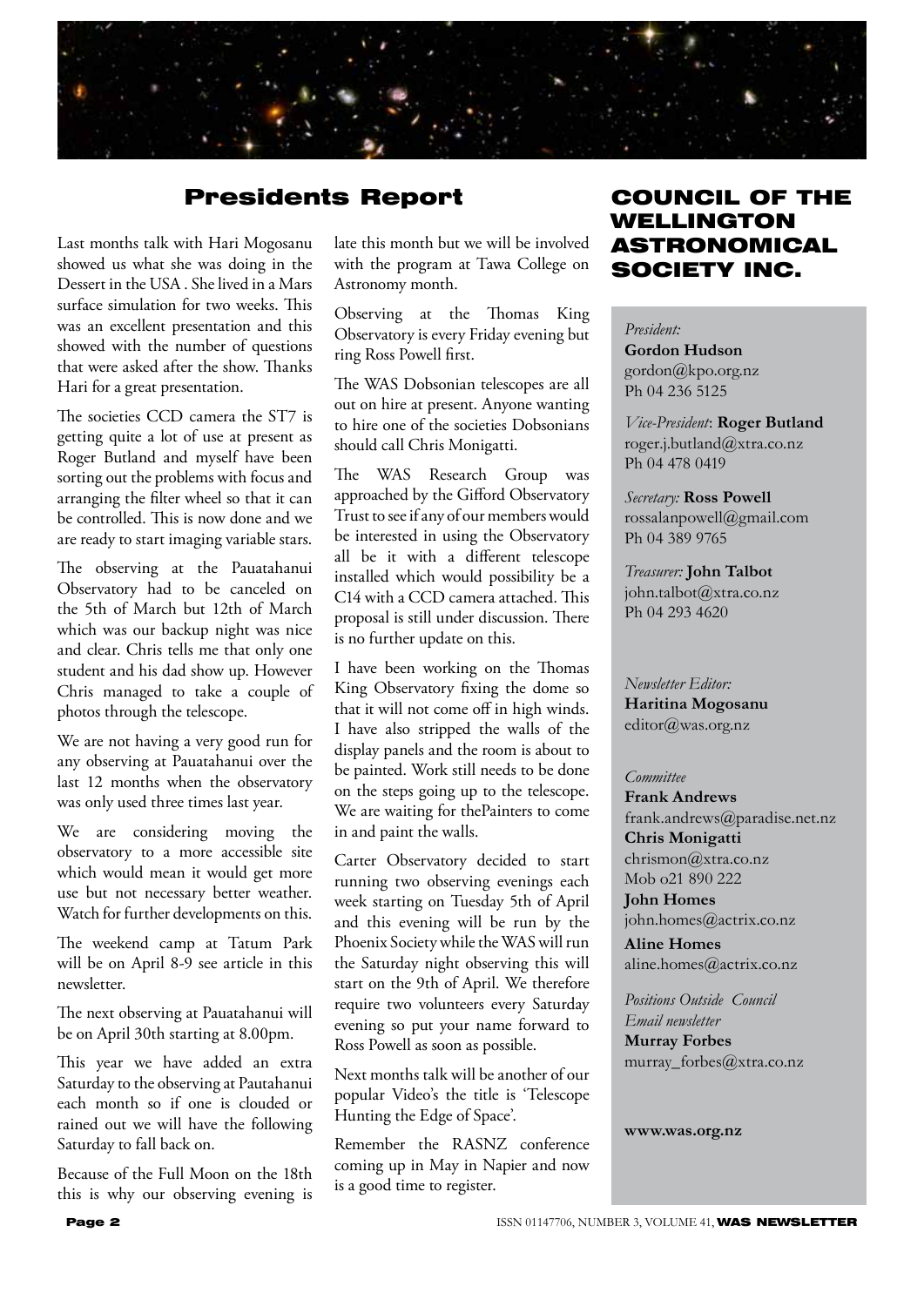## Presidents Report

Last months talk with Hari Mogosanu showed us what she was doing in the Dessert in the USA . She lived in a Mars surface simulation for two weeks. This was an excellent presentation and this showed with the number of questions that were asked after the show. Thanks Hari for a great presentation.

The societies CCD camera the ST7 is getting quite a lot of use at present as Roger Butland and myself have been sorting out the problems with focus and arranging the filter wheel so that it can be controlled. This is now done and we are ready to start imaging variable stars.

The observing at the Pauatahanui Observatory had to be canceled on the 5th of March but 12th of March which was our backup night was nice and clear. Chris tells me that only one student and his dad show up. However Chris managed to take a couple of photos through the telescope.

We are not having a very good run for any observing at Pauatahanui over the last 12 months when the observatory was only used three times last year.

We are considering moving the observatory to a more accessible site which would mean it would get more use but not necessary better weather. Watch for further developments on this.

The weekend camp at Tatum Park will be on April 8-9 see article in this newsletter.

The next observing at Pauatahanui will be on April 30th starting at 8.00pm.

This year we have added an extra Saturday to the observing at Pautahanui each month so if one is clouded or rained out we will have the following Saturday to fall back on.

Because of the Full Moon on the 18th this is why our observing evening is late this month but we will be involved with the program at Tawa College on Astronomy month.

Observing at the Thomas King Observatory is every Friday evening but ring Ross Powell first.

The WAS Dobsonian telescopes are all out on hire at present. Anyone wanting to hire one of the societies Dobsonians should call Chris Monigatti.

The WAS Research Group was approached by the Gifford Observatory Trust to see if any of our members would be interested in using the Observatory all be it with a different telescope installed which would possibility be a C14 with a CCD camera attached. This proposal is still under discussion. There is no further update on this.

I have been working on the Thomas King Observatory fixing the dome so that it will not come off in high winds. I have also stripped the walls of the display panels and the room is about to be painted. Work still needs to be done on the steps going up to the telescope. We are waiting for thePainters to come in and paint the walls.

Carter Observatory decided to start running two observing evenings each week starting on Tuesday 5th of April and this evening will be run by the Phoenix Society while the WAS will run the Saturday night observing this will start on the 9th of April. We therefore require two volunteers every Saturday evening so put your name forward to Ross Powell as soon as possible.

Next months talk will be another of our popular Video's the title is 'Telescope Hunting the Edge of Space'.

Remember the RASNZ conference coming up in May in Napier and now is a good time to register.

## COUNCIL OF THE WELLINGTON ASTRONOMICAL SOCIETY INC.

*President:*
**Gordon Hudson**
gordon@kpo.org.nz
Ph 04 236 5125

*Vice-President*: **Roger Butland**
roger.j.butland@xtra.co.nz
Ph 04 478 0419

*Secretary:* **Ross Powell**
rossalanpowell@gmail.com
Ph 04 389 9765

*Treasurer:* **John Talbot**
john.talbot@xtra.co.nz
Ph 04 293 4620

*Newsletter Editor:*
**Haritina Mogosanu**
editor@was.org.nz

*Committee*
**Frank Andrews**
frank.andrews@paradise.net.nz
**Chris Monigatti**
chrismon@xtra.co.nz
Mob o21 890 222
**John Homes**
john.homes@actrix.co.nz
**Aline Homes**
aline.homes@actrix.co.nz

*Positions Outside Council*
*Email newsletter*
**Murray Forbes**
murray_forbes@xtra.co.nz

**www.was.org.nz**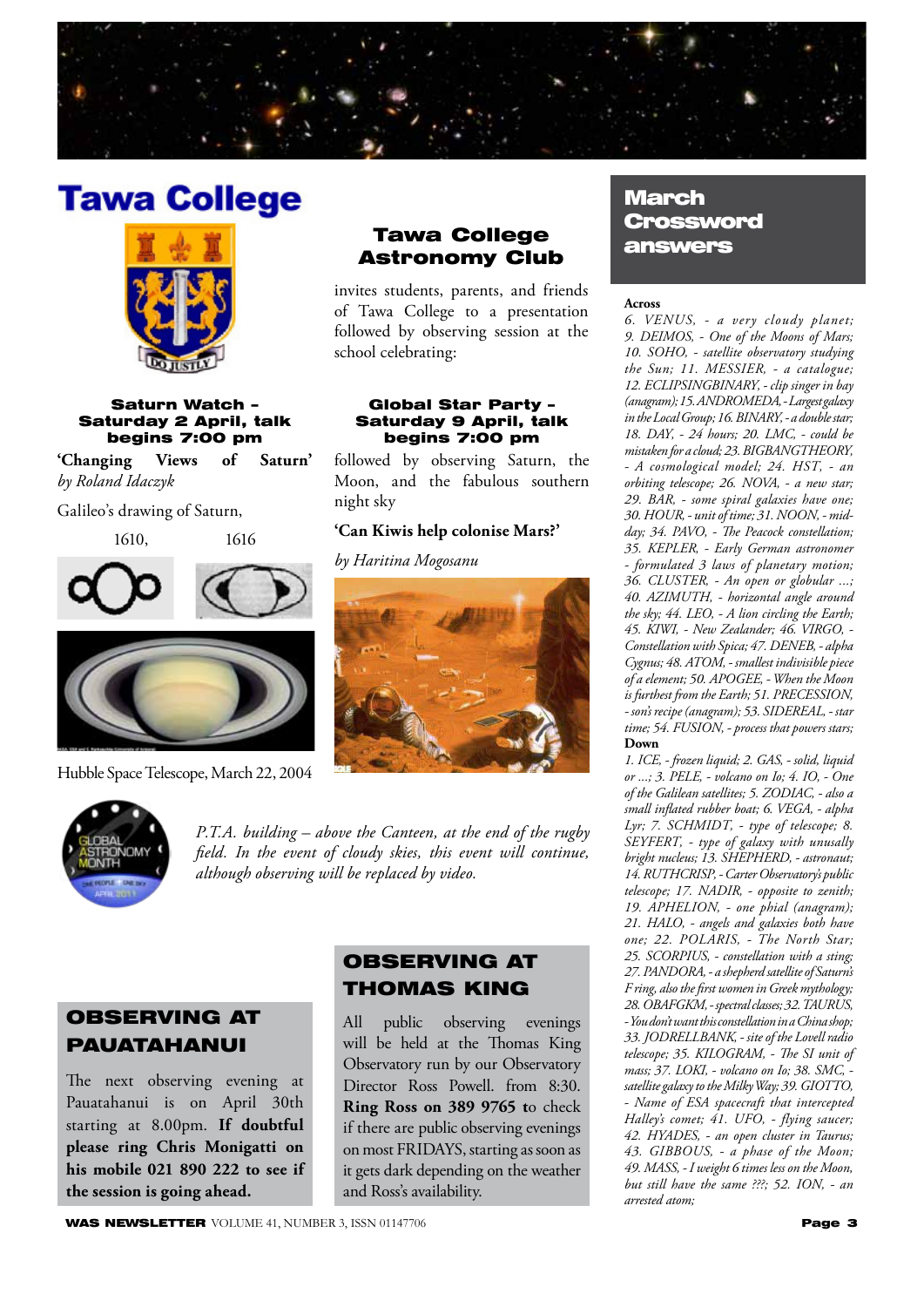# Tawa College

## Tawa College Astronomy Club

invites students, parents, and friends of Tawa College to a presentation followed by observing session at the school celebrating:

### Saturn Watch – Saturday 2 April, talk begins 7:00 pm

**'Changing Views of Saturn'**
*by Roland Idaczyk*

Galileo's drawing of Saturn,

1610, 1616

Hubble Space Telescope, March 22, 2004

### Global Star Party – Saturday 9 April, talk begins 7:00 pm

followed by observing Saturn, the Moon, and the fabulous southern night sky

**'Can Kiwis help colonise Mars?'**

*by Haritina Mogosanu*

*P.T.A. building – above the Canteen, at the end of the rugby field. In the event of cloudy skies, this event will continue, although observing will be replaced by video.*

## OBSERVING AT PAUATAHANUI

The next observing evening at Pauatahanui is on April 30th starting at 8.00pm. **If doubtful please ring Chris Monigatti on his mobile 021 890 222 to see if the session is going ahead.**

## OBSERVING AT THOMAS KING

All public observing evenings will be held at the Thomas King Observatory run by our Observatory Director Ross Powell. from 8:30. **Ring Ross on 389 9765 t**o check if there are public observing evenings on most FRIDAYS, starting as soon as it gets dark depending on the weather and Ross's availability.

## March Crossword answers

**Across**

*6. VENUS, - a very cloudy planet; 9. DEIMOS, - One of the Moons of Mars; 10. SOHO, - satellite observatory studying the Sun; 11. MESSIER, - a catalogue; 12. ECLIPSINGBINARY, - clip singer in bay (anagram); 15. ANDROMEDA, - Largest galaxy in the Local Group; 16. BINARY, - a double star; 18. DAY, - 24 hours; 20. LMC, - could be mistaken for a cloud; 23. BIGBANGTHEORY, - A cosmological model; 24. HST, - an orbiting telescope; 26. NOVA, - a new star; 29. BAR, - some spiral galaxies have one; 30. HOUR, - unit of time; 31. NOON, - mid-day; 34. PAVO, - The Peacock constellation; 35. KEPLER, - Early German astronomer - formulated 3 laws of planetary motion; 36. CLUSTER, - An open or globular ...; 40. AZIMUTH, - horizontal angle around the sky; 44. LEO, - A lion circling the Earth; 45. KIWI, - New Zealander; 46. VIRGO, - Constellation with Spica; 47. DENEB, - alpha Cygnus; 48. ATOM, - smallest indivisible piece of a element; 50. APOGEE, - When the Moon is furthest from the Earth; 51. PRECESSION, - son's recipe (anagram); 53. SIDEREAL, - star time; 54. FUSION, - process that powers stars;*

**Down**

*1. ICE, - frozen liquid; 2. GAS, - solid, liquid or ...; 3. PELE, - volcano on Io; 4. IO, - One of the Galilean satellites; 5. ZODIAC, - also a small inflated rubber boat; 6. VEGA, - alpha Lyr; 7. SCHMIDT, - type of telescope; 8. SEYFERT, - type of galaxy with unusally bright nucleus; 13. SHEPHERD, - astronaut; 14. RUTHCRISP, - Carter Observatory's public telescope; 17. NADIR, - opposite to zenith; 19. APHELION, - one phial (anagram); 21. HALO, - angels and galaxies both have one; 22. POLARIS, - The North Star; 25. SCORPIUS, - constellation with a sting; 27. PANDORA, - a shepherd satellite of Saturn's F ring, also the first women in Greek mythology; 28. OBAFGKM, - spectral classes; 32. TAURUS, - You don't want this constellation in a China shop; 33. JODRELLBANK, - site of the Lovell radio telescope; 35. KILOGRAM, - The SI unit of mass; 37. LOKI, - volcano on Io; 38. SMC, - satellite galaxy to the Milky Way; 39. GIOTTO, - Name of ESA spacecraft that intercepted Halley's comet; 41. UFO, - flying saucer; 42. HYADES, - an open cluster in Taurus; 43. GIBBOUS, - a phase of the Moon; 49. MASS, - I weight 6 times less on the Moon, but still have the same ???; 52. ION, - an arrested atom;*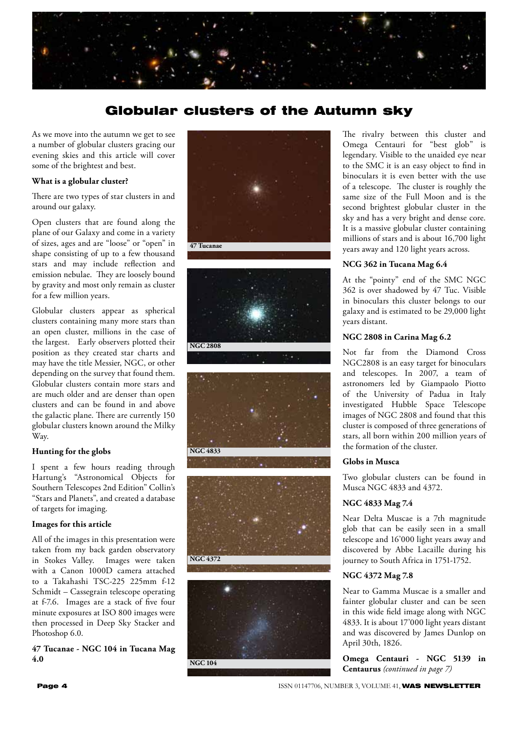# Globular clusters of the Autumn sky

As we move into the autumn we get to see a number of globular clusters gracing our evening skies and this article will cover some of the brightest and best.

**What is a globular cluster?**

There are two types of star clusters in and around our galaxy.

Open clusters that are found along the plane of our Galaxy and come in a variety of sizes, ages and are "loose" or "open" in shape consisting of up to a few thousand stars and may include reflection and emission nebulae. They are loosely bound by gravity and most only remain as cluster for a few million years.

Globular clusters appear as spherical clusters containing many more stars than an open cluster, millions in the case of the largest. Early observers plotted their position as they created star charts and may have the title Messier, NGC, or other depending on the survey that found them. Globular clusters contain more stars and are much older and are denser than open clusters and can be found in and above the galactic plane. There are currently 150 globular clusters known around the Milky Way.

**Hunting for the globs**

I spent a few hours reading through Hartung's "Astronomical Objects for Southern Telescopes 2nd Edition" Collin's "Stars and Planets", and created a database of targets for imaging.

**Images for this article**

All of the images in this presentation were taken from my back garden observatory in Stokes Valley. Images were taken with a Canon 1000D camera attached to a Takahashi TSC-225 225mm f-12 Schmidt – Cassegrain telescope operating at f-7.6. Images are a stack of five four minute exposures at ISO 800 images were then processed in Deep Sky Stacker and Photoshop 6.0.

**47 Tucanae - NGC 104 in Tucana Mag 4.0**

47 Tucanae

NGC 2808

NGC 4833

NGC 4372

NGC 104

The rivalry between this cluster and Omega Centauri for "best glob" is legendary. Visible to the unaided eye near to the SMC it is an easy object to find in binoculars it is even better with the use of a telescope. The cluster is roughly the same size of the Full Moon and is the second brightest globular cluster in the sky and has a very bright and dense core. It is a massive globular cluster containing millions of stars and is about 16,700 light years away and 120 light years across.

**NCG 362 in Tucana Mag 6.4**

At the "pointy" end of the SMC NGC 362 is over shadowed by 47 Tuc. Visible in binoculars this cluster belongs to our galaxy and is estimated to be 29,000 light years distant.

**NGC 2808 in Carina Mag 6.2**

Not far from the Diamond Cross NGC2808 is an easy target for binoculars and telescopes. In 2007, a team of astronomers led by Giampaolo Piotto of the University of Padua in Italy investigated Hubble Space Telescope images of NGC 2808 and found that this cluster is composed of three generations of stars, all born within 200 million years of the formation of the cluster.

**Globs in Musca**

Two globular clusters can be found in Musca NGC 4833 and 4372.

**NGC 4833 Mag 7.4**

Near Delta Muscae is a 7th magnitude glob that can be easily seen in a small telescope and 16'000 light years away and discovered by Abbe Lacaille during his journey to South Africa in 1751-1752.

**NGC 4372 Mag 7.8**

Near to Gamma Muscae is a smaller and fainter globular cluster and can be seen in this wide field image along with NGC 4833. It is about 17'000 light years distant and was discovered by James Dunlop on April 30th, 1826.

**Omega Centauri - NGC 5139 in Centaurus** *(continued in page 7)*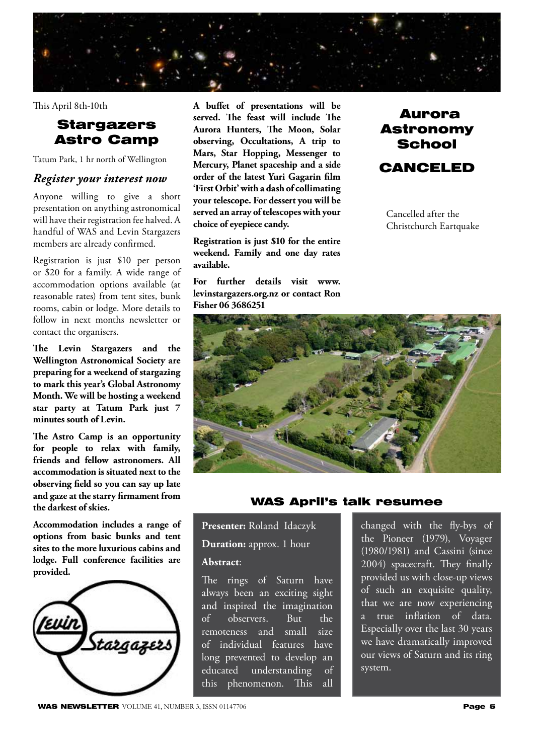This April 8th-10th

## Stargazers Astro Camp

Tatum Park, 1 hr north of Wellington

### *Register your interest now*

Anyone willing to give a short presentation on anything astronomical will have their registration fee halved. A handful of WAS and Levin Stargazers members are already confirmed.

Registration is just $10 per person or $20 for a family. A wide range of accommodation options available (at reasonable rates) from tent sites, bunk rooms, cabin or lodge. More details to follow in next months newsletter or contact the organisers.

**The Levin Stargazers and the Wellington Astronomical Society are preparing for a weekend of stargazing to mark this year's Global Astronomy Month. We will be hosting a weekend star party at Tatum Park just 7 minutes south of Levin.**

**The Astro Camp is an opportunity for people to relax with family, friends and fellow astronomers. All accommodation is situated next to the observing field so you can say up late and gaze at the starry firmament from the darkest of skies.**

**Accommodation includes a range of options from basic bunks and tent sites to the more luxurious cabins and lodge. Full conference facilities are provided.**

**A buffet of presentations will be served. The feast will include The Aurora Hunters, The Moon, Solar observing, Occultations, A trip to Mars, Star Hopping, Messenger to Mercury, Planet spaceship and a side order of the latest Yuri Gagarin film 'First Orbit' with a dash of collimating your telescope. For dessert you will be served an array of telescopes with your choice of eyepiece candy.**

**Registration is just $10 for the entire weekend. Family and one day rates available.**

**For further details visit www.levinstargazers.org.nz or contact Ron Fisher 06 3686251**

## Aurora Astronomy School

## CANCELED

Cancelled after the Christchurch Eartquake

## WAS April's talk resumee

**Presenter:** Roland Idaczyk

**Duration:** approx. 1 hour

**Abstract**:

The rings of Saturn have always been an exciting sight and inspired the imagination of observers. But the remoteness and small size of individual features have long prevented to develop an educated understanding of this phenomenon. This all changed with the fly-bys of the Pioneer (1979), Voyager (1980/1981) and Cassini (since 2004) spacecraft. They finally provided us with close-up views of such an exquisite quality, that we are now experiencing a true inflation of data. Especially over the last 30 years we have dramatically improved our views of Saturn and its ring system.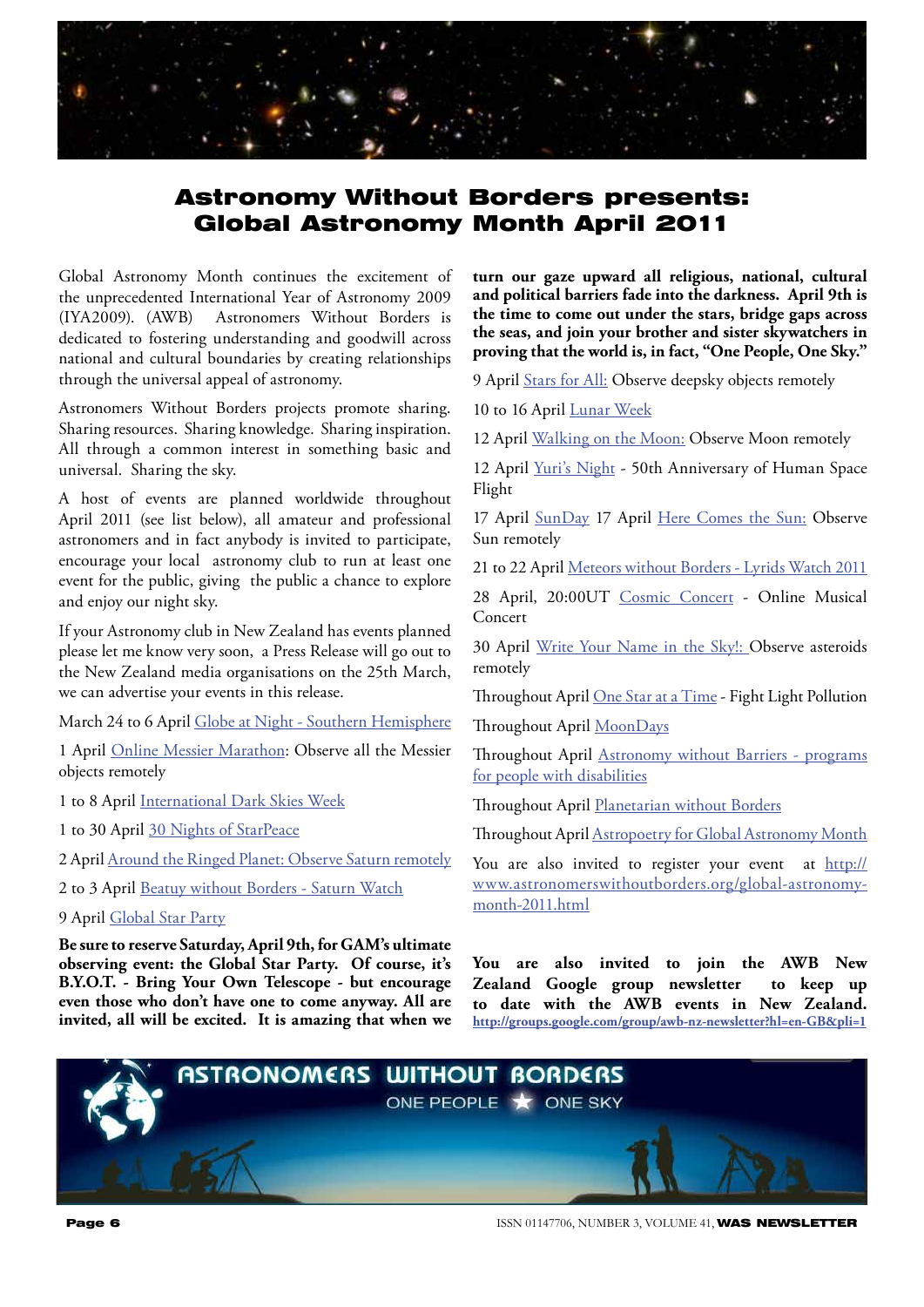# Astronomy Without Borders presents: Global Astronomy Month April 2011

Global Astronomy Month continues the excitement of the unprecedented International Year of Astronomy 2009 (IYA2009). (AWB) Astronomers Without Borders is dedicated to fostering understanding and goodwill across national and cultural boundaries by creating relationships through the universal appeal of astronomy.

Astronomers Without Borders projects promote sharing. Sharing resources. Sharing knowledge. Sharing inspiration. All through a common interest in something basic and universal. Sharing the sky.

A host of events are planned worldwide throughout April 2011 (see list below), all amateur and professional astronomers and in fact anybody is invited to participate, encourage your local astronomy club to run at least one event for the public, giving the public a chance to explore and enjoy our night sky.

If your Astronomy club in New Zealand has events planned please let me know very soon, a Press Release will go out to the New Zealand media organisations on the 25th March, we can advertise your events in this release.

March 24 to 6 April Globe at Night - Southern Hemisphere

1 April Online Messier Marathon: Observe all the Messier objects remotely

1 to 8 April International Dark Skies Week

1 to 30 April 30 Nights of StarPeace

2 April Around the Ringed Planet: Observe Saturn remotely

2 to 3 April Beatuy without Borders - Saturn Watch

9 April Global Star Party

**Be sure to reserve Saturday, April 9th, for GAM's ultimate observing event: the Global Star Party. Of course, it's B.Y.O.T. - Bring Your Own Telescope - but encourage even those who don't have one to come anyway. All are invited, all will be excited. It is amazing that when we turn our gaze upward all religious, national, cultural and political barriers fade into the darkness. April 9th is the time to come out under the stars, bridge gaps across the seas, and join your brother and sister skywatchers in proving that the world is, in fact, "One People, One Sky."**

9 April Stars for All: Observe deepsky objects remotely

10 to 16 April Lunar Week

12 April Walking on the Moon: Observe Moon remotely

12 April Yuri's Night - 50th Anniversary of Human Space Flight

17 April SunDay 17 April Here Comes the Sun: Observe Sun remotely

21 to 22 April Meteors without Borders - Lyrids Watch 2011

28 April, 20:00UT Cosmic Concert - Online Musical Concert

30 April Write Your Name in the Sky!: Observe asteroids remotely

Throughout April One Star at a Time - Fight Light Pollution

Throughout April MoonDays

Throughout April Astronomy without Barriers - programs for people with disabilities

Throughout April Planetarian without Borders

Throughout April Astropoetry for Global Astronomy Month

You are also invited to register your event at http://www.astronomerswithoutborders.org/global-astronomy-month-2011.html

**You are also invited to join the AWB New Zealand Google group newsletter to keep up to date with the AWB events in New Zealand. http://groups.google.com/group/awb-nz-newsletter?hl=en-GB&pli=1**

ASTRONOMERS WITHOUT BORDERS
ONE PEOPLE ★ ONE SKY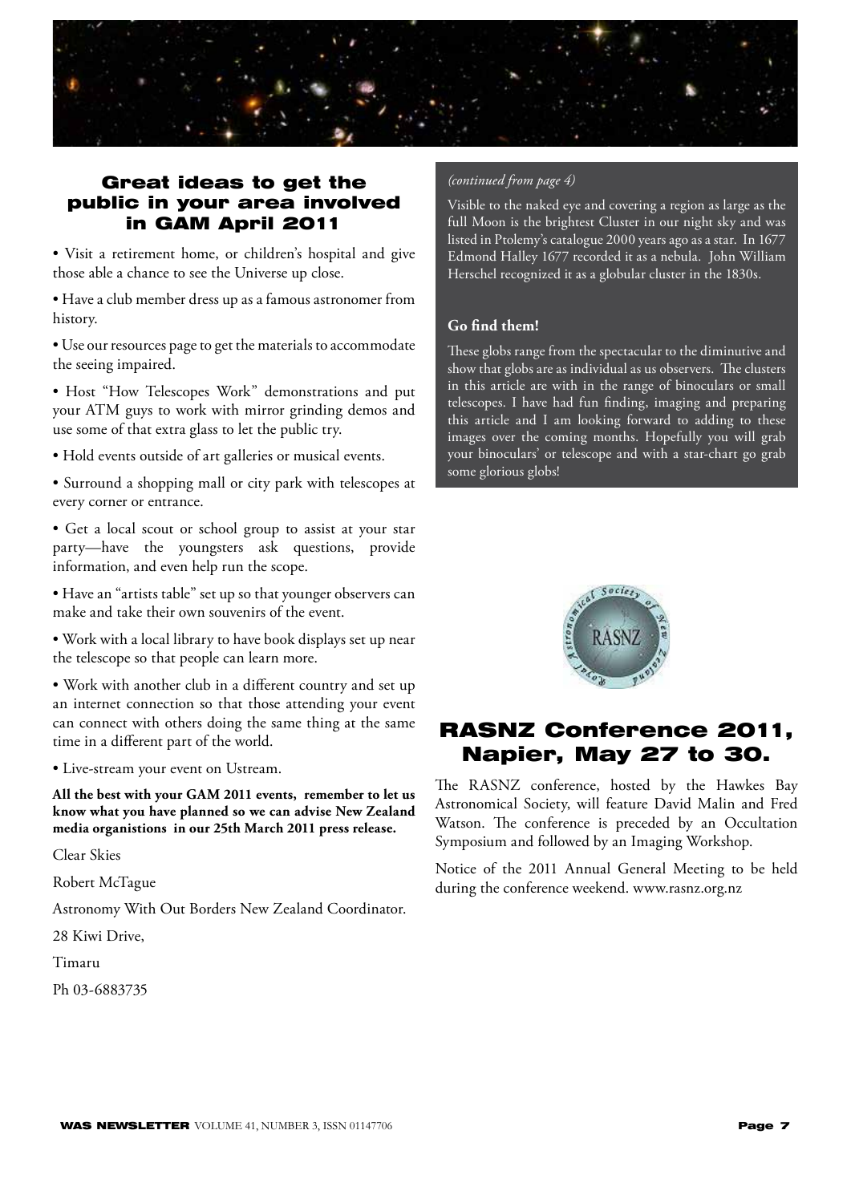## Great ideas to get the public in your area involved in GAM April 2011

• Visit a retirement home, or children's hospital and give those able a chance to see the Universe up close.

• Have a club member dress up as a famous astronomer from history.

• Use our resources page to get the materials to accommodate the seeing impaired.

• Host "How Telescopes Work" demonstrations and put your ATM guys to work with mirror grinding demos and use some of that extra glass to let the public try.

• Hold events outside of art galleries or musical events.

• Surround a shopping mall or city park with telescopes at every corner or entrance.

• Get a local scout or school group to assist at your star party—have the youngsters ask questions, provide information, and even help run the scope.

• Have an "artists table" set up so that younger observers can make and take their own souvenirs of the event.

• Work with a local library to have book displays set up near the telescope so that people can learn more.

• Work with another club in a different country and set up an internet connection so that those attending your event can connect with others doing the same thing at the same time in a different part of the world.

• Live-stream your event on Ustream.

**All the best with your GAM 2011 events, remember to let us know what you have planned so we can advise New Zealand media organistions in our 25th March 2011 press release.**

Clear Skies

Robert McTague

Astronomy With Out Borders New Zealand Coordinator.

28 Kiwi Drive,

Timaru

Ph 03-6883735

*(continued from page 4)*

Visible to the naked eye and covering a region as large as the full Moon is the brightest Cluster in our night sky and was listed in Ptolemy's catalogue 2000 years ago as a star. In 1677 Edmond Halley 1677 recorded it as a nebula. John William Herschel recognized it as a globular cluster in the 1830s.

**Go find them!**

These globs range from the spectacular to the diminutive and show that globs are as individual as us observers. The clusters in this article are with in the range of binoculars or small telescopes. I have had fun finding, imaging and preparing this article and I am looking forward to adding to these images over the coming months. Hopefully you will grab your binoculars' or telescope and with a star-chart go grab some glorious globs!

## RASNZ Conference 2011, Napier, May 27 to 30.

The RASNZ conference, hosted by the Hawkes Bay Astronomical Society, will feature David Malin and Fred Watson. The conference is preceded by an Occultation Symposium and followed by an Imaging Workshop.

Notice of the 2011 Annual General Meeting to be held during the conference weekend. www.rasnz.org.nz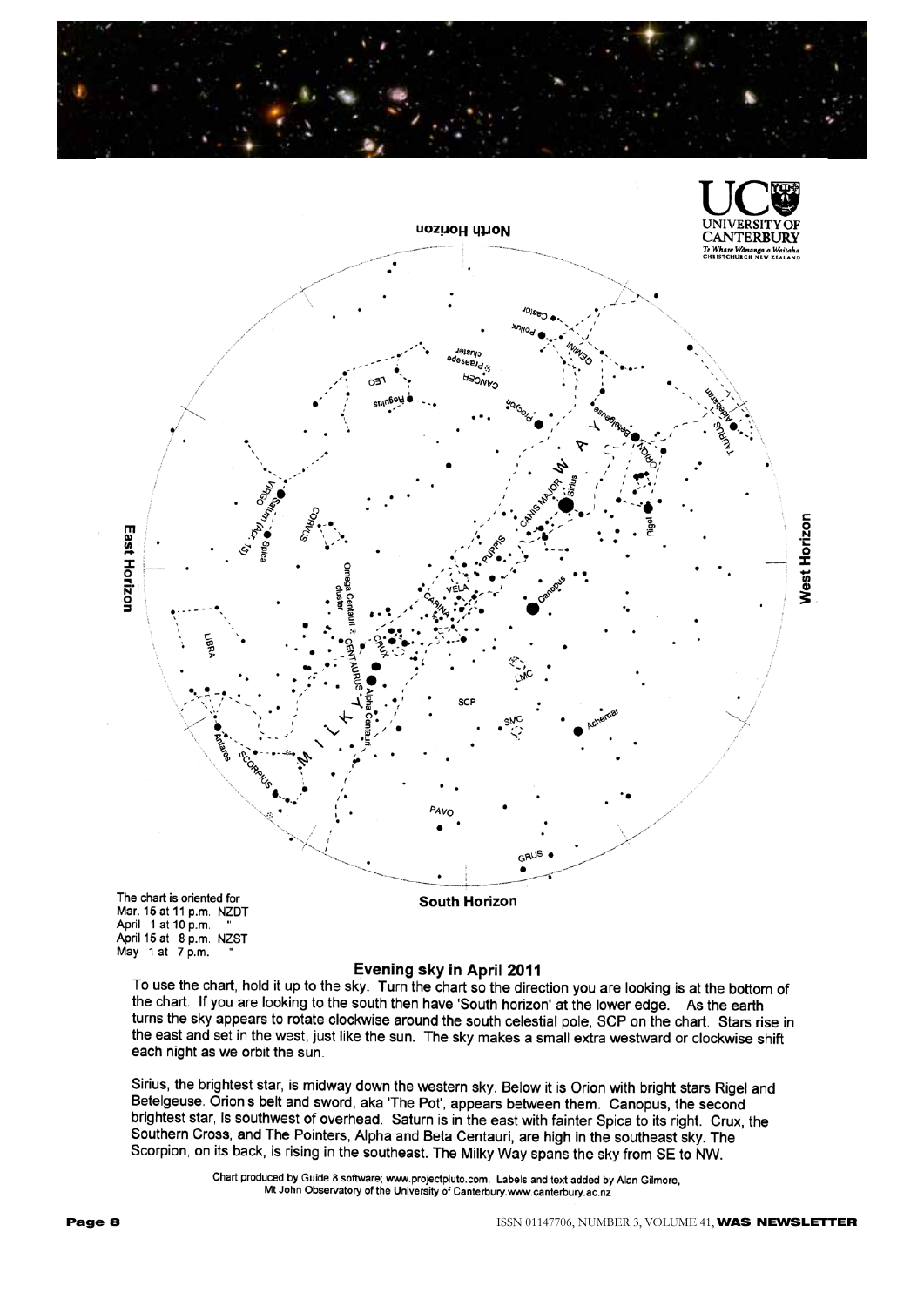The chart is oriented for
Mar. 15 at 11 p.m. NZDT
April 1 at 10 p.m. "
April 15 at 8 p.m. NZST
May 1 at 7 p.m. "

## Evening sky in April 2011

To use the chart, hold it up to the sky. Turn the chart so the direction you are looking is at the bottom of the chart. If you are looking to the south then have 'South horizon' at the lower edge. As the earth turns the sky appears to rotate clockwise around the south celestial pole, SCP on the chart. Stars rise in the east and set in the west, just like the sun. The sky makes a small extra westward or clockwise shift each night as we orbit the sun.

Sirius, the brightest star, is midway down the western sky. Below it is Orion with bright stars Rigel and Betelgeuse. Orion's belt and sword, aka 'The Pot', appears between them. Canopus, the second brightest star, is southwest of overhead. Saturn is in the east with fainter Spica to its right. Crux, the Southern Cross, and The Pointers, Alpha and Beta Centauri, are high in the southeast sky. The Scorpion, on its back, is rising in the southeast. The Milky Way spans the sky from SE to NW.

Chart produced by Guide 8 software; www.projectpluto.com. Labels and text added by Alan Gilmore, Mt John Observatory of the University of Canterbury.www.canterbury.ac.nz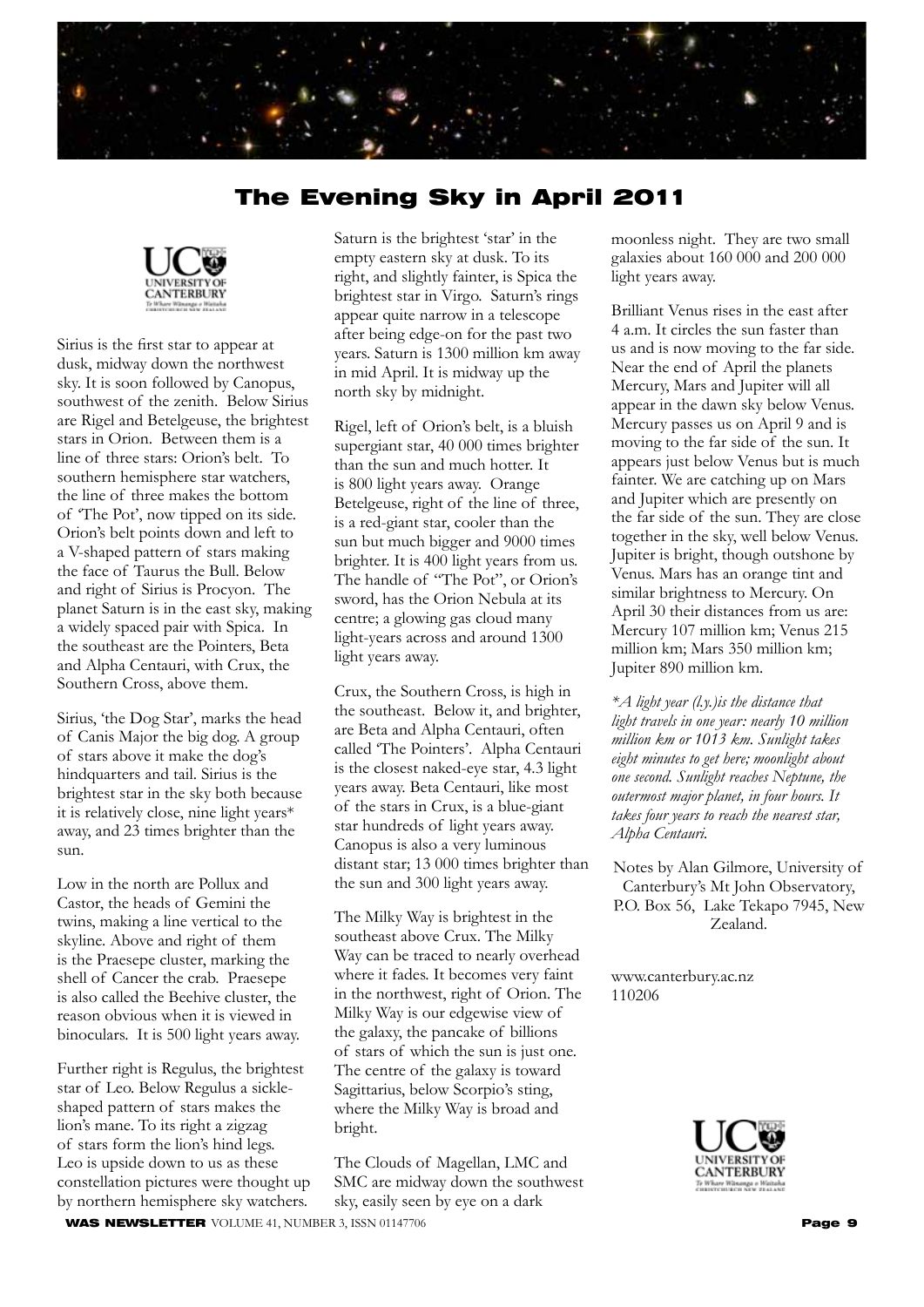# The Evening Sky in April 2011

Sirius is the first star to appear at dusk, midway down the northwest sky. It is soon followed by Canopus, southwest of the zenith. Below Sirius are Rigel and Betelgeuse, the brightest stars in Orion. Between them is a line of three stars: Orion's belt. To southern hemisphere star watchers, the line of three makes the bottom of 'The Pot', now tipped on its side. Orion's belt points down and left to a V-shaped pattern of stars making the face of Taurus the Bull. Below and right of Sirius is Procyon. The planet Saturn is in the east sky, making a widely spaced pair with Spica. In the southeast are the Pointers, Beta and Alpha Centauri, with Crux, the Southern Cross, above them.

Sirius, 'the Dog Star', marks the head of Canis Major the big dog. A group of stars above it make the dog's hindquarters and tail. Sirius is the brightest star in the sky both because it is relatively close, nine light years* away, and 23 times brighter than the sun.

Low in the north are Pollux and Castor, the heads of Gemini the twins, making a line vertical to the skyline. Above and right of them is the Praesepe cluster, marking the shell of Cancer the crab. Praesepe is also called the Beehive cluster, the reason obvious when it is viewed in binoculars. It is 500 light years away.

Further right is Regulus, the brightest star of Leo. Below Regulus a sickle-shaped pattern of stars makes the lion's mane. To its right a zigzag of stars form the lion's hind legs. Leo is upside down to us as these constellation pictures were thought up by northern hemisphere sky watchers.

Saturn is the brightest 'star' in the empty eastern sky at dusk. To its right, and slightly fainter, is Spica the brightest star in Virgo. Saturn's rings appear quite narrow in a telescope after being edge-on for the past two years. Saturn is 1300 million km away in mid April. It is midway up the north sky by midnight.

Rigel, left of Orion's belt, is a bluish supergiant star, 40 000 times brighter than the sun and much hotter. It is 800 light years away. Orange Betelgeuse, right of the line of three, is a red-giant star, cooler than the sun but much bigger and 9000 times brighter. It is 400 light years from us. The handle of "The Pot", or Orion's sword, has the Orion Nebula at its centre; a glowing gas cloud many light-years across and around 1300 light years away.

Crux, the Southern Cross, is high in the southeast. Below it, and brighter, are Beta and Alpha Centauri, often called 'The Pointers'. Alpha Centauri is the closest naked-eye star, 4.3 light years away. Beta Centauri, like most of the stars in Crux, is a blue-giant star hundreds of light years away. Canopus is also a very luminous distant star; 13 000 times brighter than the sun and 300 light years away.

The Milky Way is brightest in the southeast above Crux. The Milky Way can be traced to nearly overhead where it fades. It becomes very faint in the northwest, right of Orion. The Milky Way is our edgewise view of the galaxy, the pancake of billions of stars of which the sun is just one. The centre of the galaxy is toward Sagittarius, below Scorpio's sting, where the Milky Way is broad and bright.

The Clouds of Magellan, LMC and SMC are midway down the southwest sky, easily seen by eye on a dark moonless night. They are two small galaxies about 160 000 and 200 000 light years away.

Brilliant Venus rises in the east after 4 a.m. It circles the sun faster than us and is now moving to the far side. Near the end of April the planets Mercury, Mars and Jupiter will all appear in the dawn sky below Venus. Mercury passes us on April 9 and is moving to the far side of the sun. It appears just below Venus but is much fainter. We are catching up on Mars and Jupiter which are presently on the far side of the sun. They are close together in the sky, well below Venus. Jupiter is bright, though outshone by Venus. Mars has an orange tint and similar brightness to Mercury. On April 30 their distances from us are: Mercury 107 million km; Venus 215 million km; Mars 350 million km; Jupiter 890 million km.

*\*A light year (l.y.)is the distance that light travels in one year: nearly 10 million million km or 1013 km. Sunlight takes eight minutes to get here; moonlight about one second. Sunlight reaches Neptune, the outermost major planet, in four hours. It takes four years to reach the nearest star, Alpha Centauri.*

Notes by Alan Gilmore, University of Canterbury's Mt John Observatory, P.O. Box 56, Lake Tekapo 7945, New Zealand.

www.canterbury.ac.nz
110206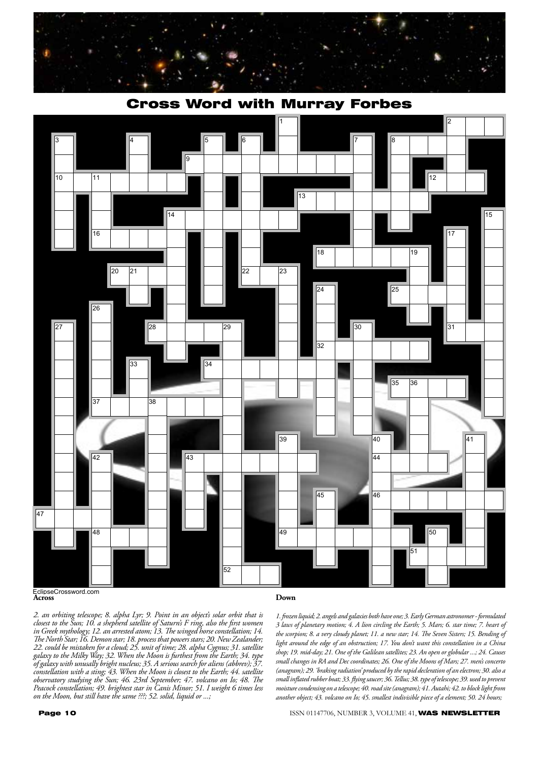# Cross Word with Murray Forbes

EclipseCrossword.com

**Across**

*2. an orbiting telescope; 8. alpha Lyr; 9. Point in an object's solar orbit that is closest to the Sun; 10. a shepherd satellite of Saturn's F ring, also the first women in Greek mythology; 12. an arrested atom; 13. The winged horse constellation; 14. The North Star; 16. Demon star; 18. process that powers stars; 20. New Zealander; 22. could be mistaken for a cloud; 25. unit of time; 28. alpha Cygnus; 31. satellite galaxy to the Milky Way; 32. When the Moon is furthest from the Earth; 34. type of galaxy with unusally bright nucleus; 35. A serious search for aliens (abbrev); 37. constellation with a sting; 43. When the Moon is closest to the Earth; 44. satellite observatory studying the Sun; 46. 23rd September; 47. volcano on Io; 48. The Peacock constellation; 49. brightest star in Canis Minor; 51. I weight 6 times less on the Moon, but still have the same ???; 52. solid, liquid or ...;*

**Down**

*1. frozen liquid; 2. angels and galaxies both have one; 3. Early German astronomer - formulated 3 laws of planetary motion; 4. A lion circling the Earth; 5. Mars; 6. star time; 7. heart of the scorpion; 8. a very cloudy planet; 11. a new star; 14. The Seven Sisters; 15. Bending of light around the edge of an obstruction; 17. You don't want this constellation in a China shop; 19. mid-day; 21. One of the Galilean satellites; 23. An open or globular ...; 24. Causes small changes in RA and Dec coordinates; 26. One of the Moons of Mars; 27. men's concerto (anagram); 29. 'braking radiation' produced by the rapid declaration of an electron; 30. also a small inflated rubber boat; 33. flying saucer; 36. Tellus; 38. type of telescope; 39. used to prevent moisture condensing on a telescope; 40. road site (anagram); 41. Autahi; 42. to block light from another object; 43. volcano on Io; 45. smallest indivisible piece of a element; 50. 24 hours;*

ISSN 01147706, NUMBER 3, VOLUME 41, **WAS NEWSLETTER**